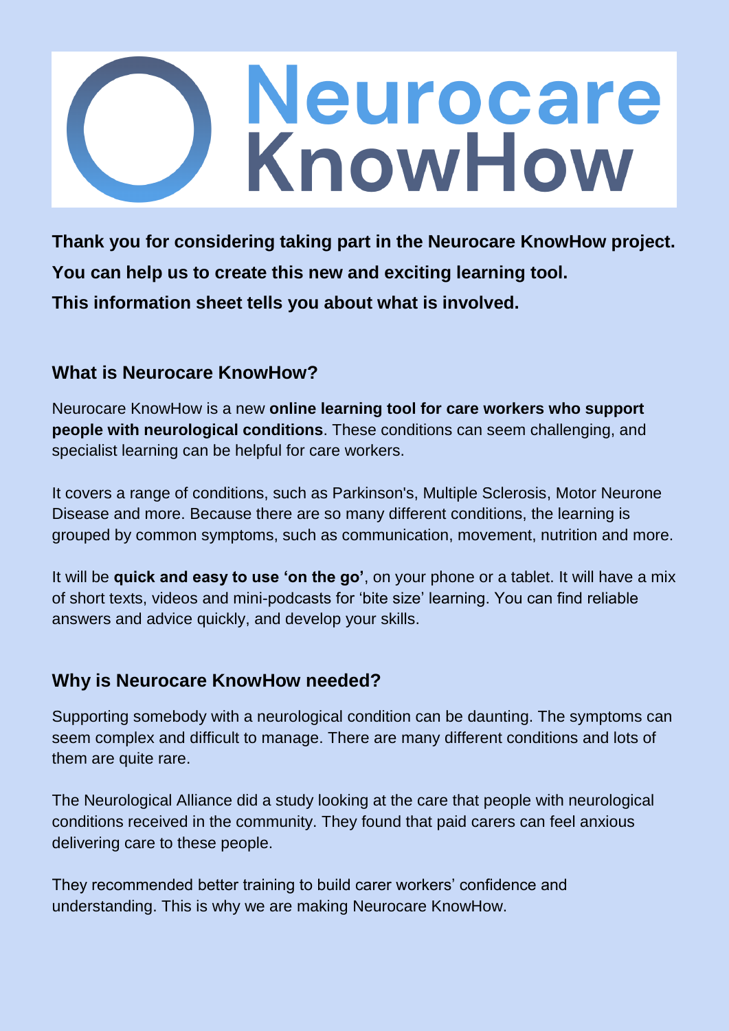# Neurocare KnowHow

**Thank you for considering taking part in the Neurocare KnowHow project.**
**You can help us to create this new and exciting learning tool.**
**This information sheet tells you about what is involved.**

## What is Neurocare KnowHow?

Neurocare KnowHow is a new **online learning tool for care workers who support people with neurological conditions**. These conditions can seem challenging, and specialist learning can be helpful for care workers.

It covers a range of conditions, such as Parkinson's, Multiple Sclerosis, Motor Neurone Disease and more. Because there are so many different conditions, the learning is grouped by common symptoms, such as communication, movement, nutrition and more.

It will be **quick and easy to use 'on the go'**, on your phone or a tablet. It will have a mix of short texts, videos and mini-podcasts for 'bite size' learning. You can find reliable answers and advice quickly, and develop your skills.

## Why is Neurocare KnowHow needed?

Supporting somebody with a neurological condition can be daunting. The symptoms can seem complex and difficult to manage. There are many different conditions and lots of them are quite rare.

The Neurological Alliance did a study looking at the care that people with neurological conditions received in the community. They found that paid carers can feel anxious delivering care to these people.

They recommended better training to build carer workers' confidence and understanding. This is why we are making Neurocare KnowHow.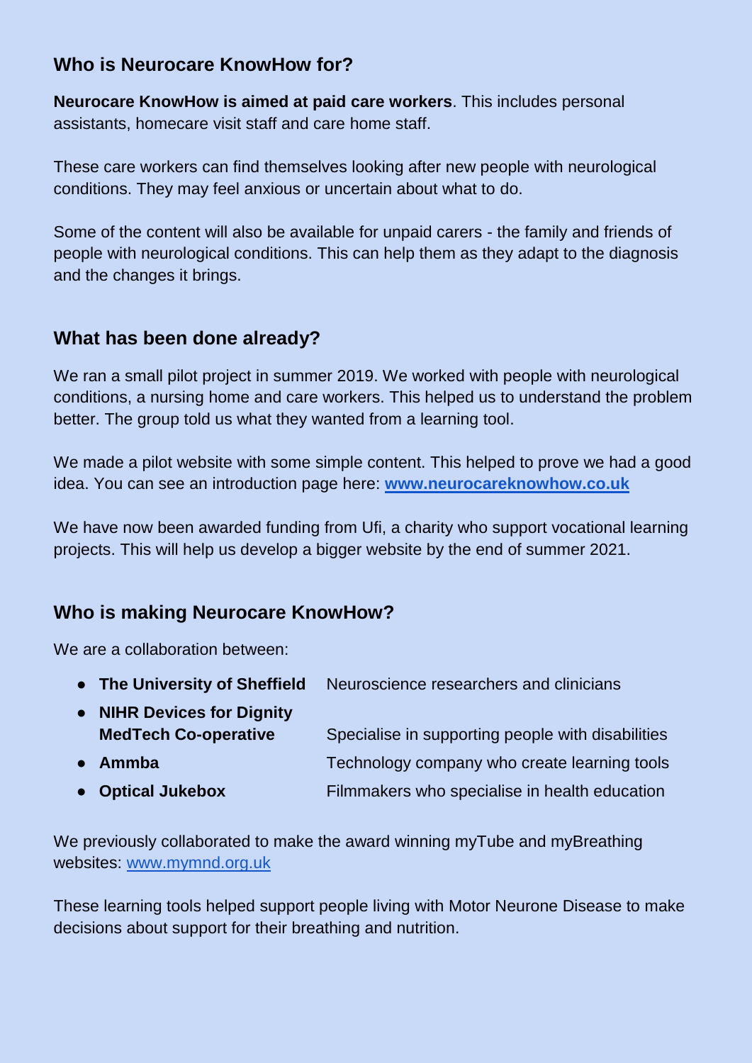## Who is Neurocare KnowHow for?

**Neurocare KnowHow is aimed at paid care workers**. This includes personal assistants, homecare visit staff and care home staff.

These care workers can find themselves looking after new people with neurological conditions. They may feel anxious or uncertain about what to do.

Some of the content will also be available for unpaid carers - the family and friends of people with neurological conditions. This can help them as they adapt to the diagnosis and the changes it brings.

## What has been done already?

We ran a small pilot project in summer 2019. We worked with people with neurological conditions, a nursing home and care workers. This helped us to understand the problem better. The group told us what they wanted from a learning tool.

We made a pilot website with some simple content. This helped to prove we had a good idea. You can see an introduction page here: **www.neurocareknowhow.co.uk**

We have now been awarded funding from Ufi, a charity who support vocational learning projects. This will help us develop a bigger website by the end of summer 2021.

## Who is making Neurocare KnowHow?

We are a collaboration between:

- **The University of Sheffield** — Neuroscience researchers and clinicians
- **NIHR Devices for Dignity MedTech Co-operative** — Specialise in supporting people with disabilities
- **Ammba** — Technology company who create learning tools
- **Optical Jukebox** — Filmmakers who specialise in health education

We previously collaborated to make the award winning myTube and myBreathing websites: www.mymnd.org.uk

These learning tools helped support people living with Motor Neurone Disease to make decisions about support for their breathing and nutrition.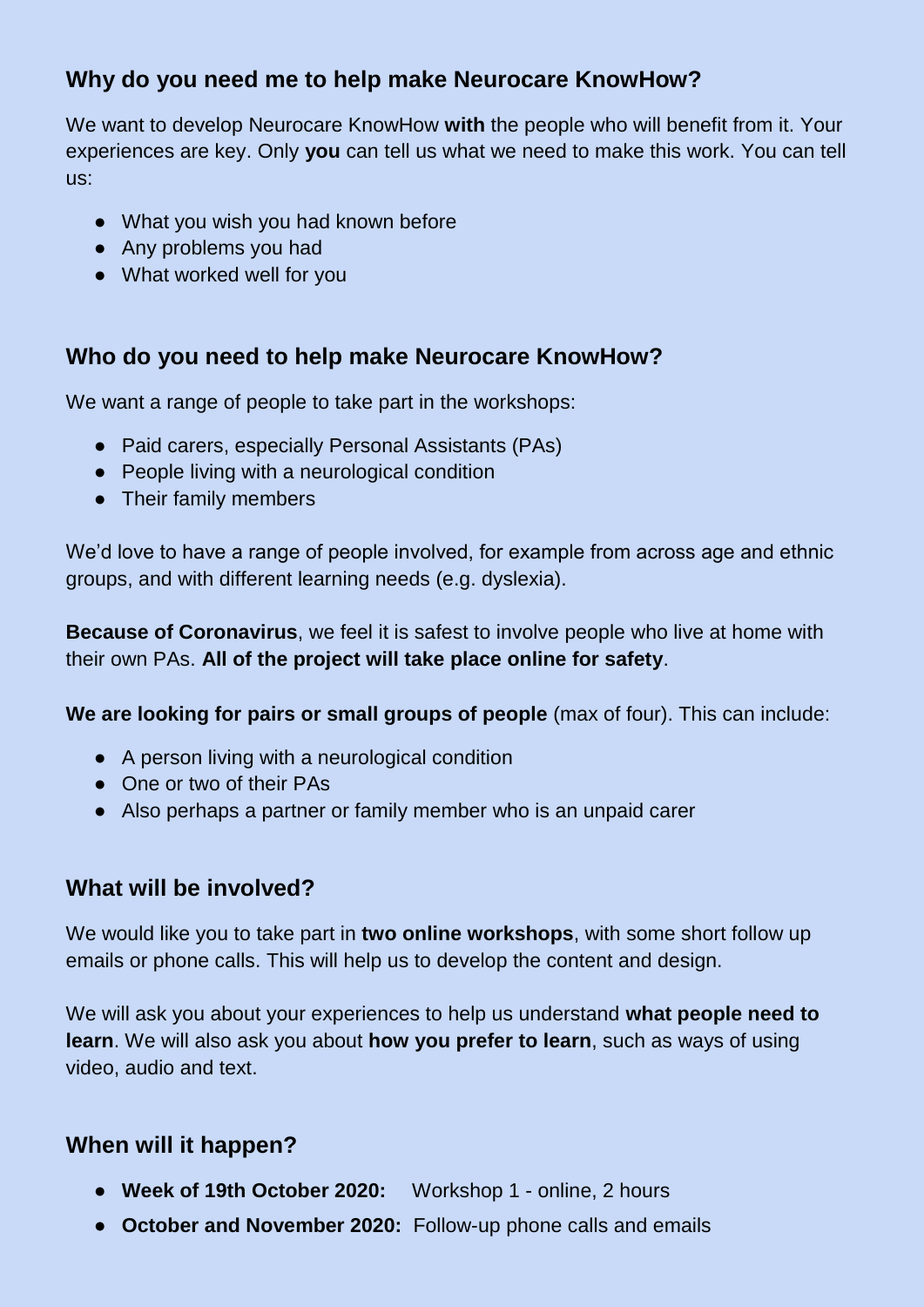## Why do you need me to help make Neurocare KnowHow?

We want to develop Neurocare KnowHow **with** the people who will benefit from it. Your experiences are key. Only **you** can tell us what we need to make this work. You can tell us:

- What you wish you had known before
- Any problems you had
- What worked well for you

## Who do you need to help make Neurocare KnowHow?

We want a range of people to take part in the workshops:

- Paid carers, especially Personal Assistants (PAs)
- People living with a neurological condition
- Their family members

We'd love to have a range of people involved, for example from across age and ethnic groups, and with different learning needs (e.g. dyslexia).

**Because of Coronavirus**, we feel it is safest to involve people who live at home with their own PAs. **All of the project will take place online for safety**.

**We are looking for pairs or small groups of people** (max of four). This can include:

- A person living with a neurological condition
- One or two of their PAs
- Also perhaps a partner or family member who is an unpaid carer

## What will be involved?

We would like you to take part in **two online workshops**, with some short follow up emails or phone calls. This will help us to develop the content and design.

We will ask you about your experiences to help us understand **what people need to learn**. We will also ask you about **how you prefer to learn**, such as ways of using video, audio and text.

## When will it happen?

- **Week of 19th October 2020:** Workshop 1 - online, 2 hours
- **October and November 2020:** Follow-up phone calls and emails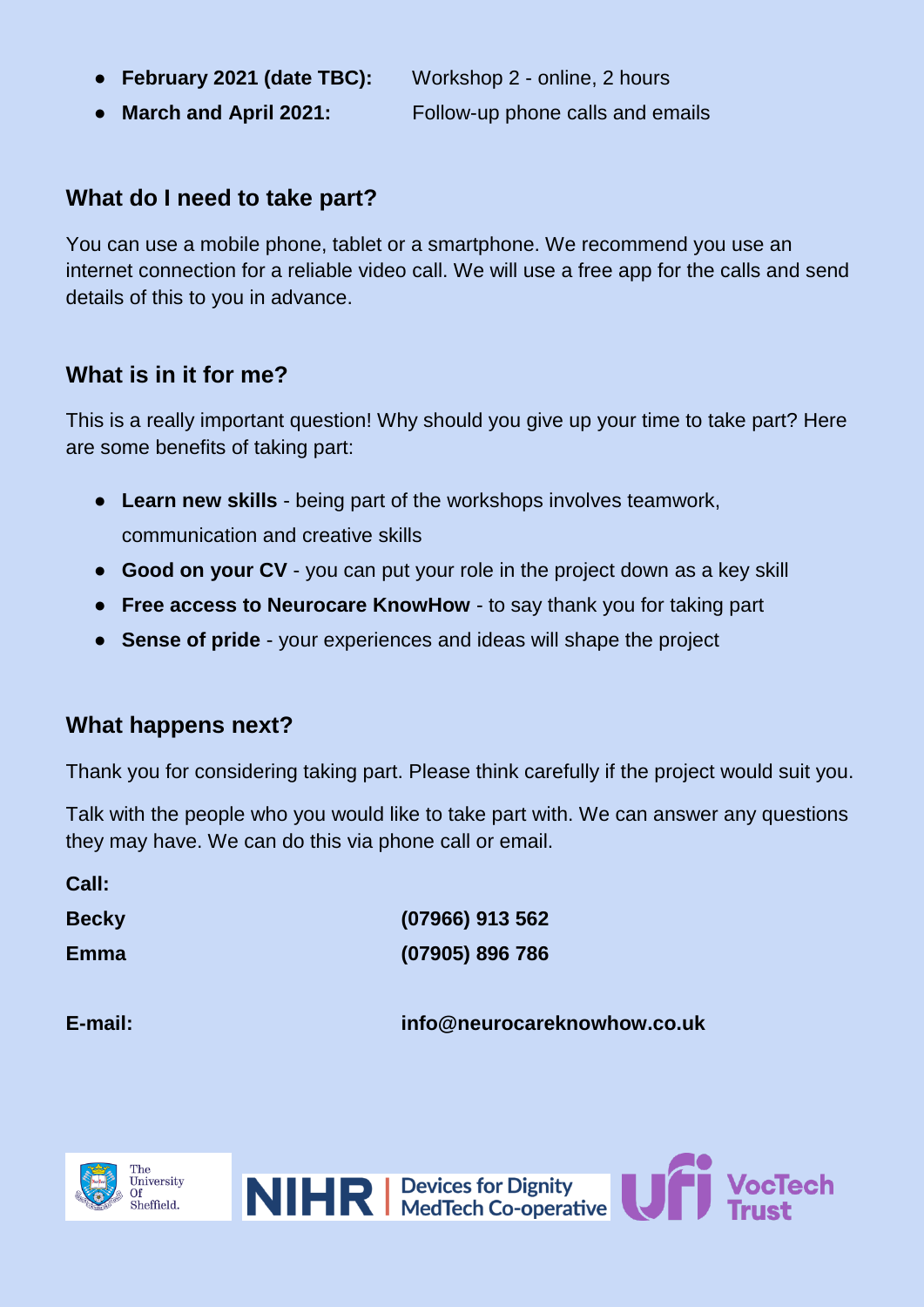- **February 2021 (date TBC):** Workshop 2 - online, 2 hours
- **March and April 2021:** Follow-up phone calls and emails

## What do I need to take part?

You can use a mobile phone, tablet or a smartphone. We recommend you use an internet connection for a reliable video call. We will use a free app for the calls and send details of this to you in advance.

## What is in it for me?

This is a really important question! Why should you give up your time to take part? Here are some benefits of taking part:

- **Learn new skills** - being part of the workshops involves teamwork, communication and creative skills
- **Good on your CV** - you can put your role in the project down as a key skill
- **Free access to Neurocare KnowHow** - to say thank you for taking part
- **Sense of pride** - your experiences and ideas will shape the project

## What happens next?

Thank you for considering taking part. Please think carefully if the project would suit you.

Talk with the people who you would like to take part with. We can answer any questions they may have. We can do this via phone call or email.

**Call:**

**Becky** **(07966) 913 562**

**Emma** **(07905) 896 786**

**E-mail:** **info@neurocareknowhow.co.uk**

The University Of Sheffield. NIHR | Devices for Dignity MedTech Co-operative Ufi VocTech Trust